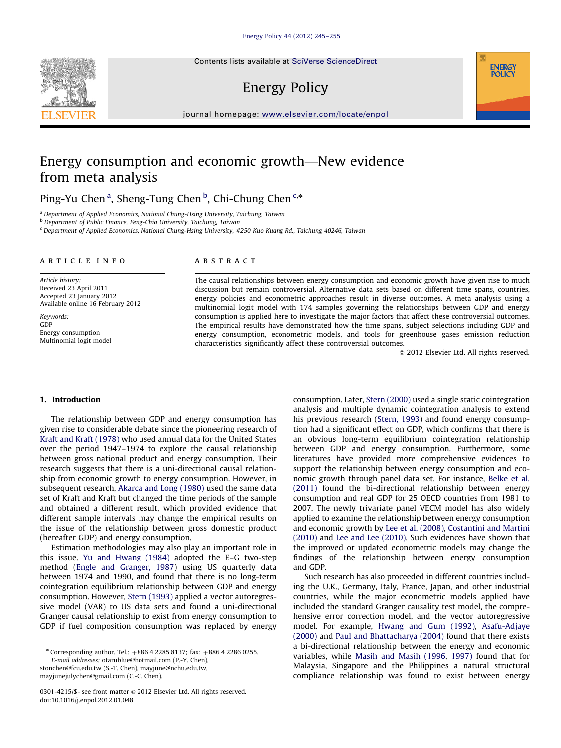# Energy consumption and economic growth—New evidence from meta analysis

Ping-Yu Chen [a], Sheng-Tung Chen [b], Chi-Chung Chen [c,*]

[a] Department of Applied Economics, National Chung-Hsing University, Taichung, Taiwan
[b] Department of Public Finance, Feng-Chia University, Taichung, Taiwan
[c] Department of Applied Economics, National Chung-Hsing University, #250 Kuo Kuang Rd., Taichung 40246, Taiwan

**ARTICLE INFO**

*Article history:*
Received 23 April 2011
Accepted 23 January 2012
Available online 16 February 2012

*Keywords:*
GDP
Energy consumption
Multinomial logit model

**ABSTRACT**

The causal relationships between energy consumption and economic growth have given rise to much discussion but remain controversial. Alternative data sets based on different time spans, countries, energy policies and econometric approaches result in diverse outcomes. A meta analysis using a multinomial logit model with 174 samples governing the relationships between GDP and energy consumption is applied here to investigate the major factors that affect these controversial outcomes. The empirical results have demonstrated how the time spans, subject selections including GDP and energy consumption, econometric models, and tools for greenhouse gases emission reduction characteristics significantly affect these controversial outcomes.

© 2012 Elsevier Ltd. All rights reserved.

## 1. Introduction

The relationship between GDP and energy consumption has given rise to considerable debate since the pioneering research of Kraft and Kraft (1978) who used annual data for the United States over the period 1947–1974 to explore the causal relationship between gross national product and energy consumption. Their research suggests that there is a uni-directional causal relationship from economic growth to energy consumption. However, in subsequent research, Akarca and Long (1980) used the same data set of Kraft and Kraft but changed the time periods of the sample and obtained a different result, which provided evidence that different sample intervals may change the empirical results on the issue of the relationship between gross domestic product (hereafter GDP) and energy consumption.

Estimation methodologies may also play an important role in this issue. Yu and Hwang (1984) adopted the E–G two-step method (Engle and Granger, 1987) using US quarterly data between 1974 and 1990, and found that there is no long-term cointegration equilibrium relationship between GDP and energy consumption. However, Stern (1993) applied a vector autoregressive model (VAR) to US data sets and found a uni-directional Granger causal relationship to exist from energy consumption to GDP if fuel composition consumption was replaced by energy consumption. Later, Stern (2000) used a single static cointegration analysis and multiple dynamic cointegration analysis to extend his previous research (Stern, 1993) and found energy consumption had a significant effect on GDP, which confirms that there is an obvious long-term equilibrium cointegration relationship between GDP and energy consumption. Furthermore, some literatures have provided more comprehensive evidences to support the relationship between energy consumption and economic growth through panel data set. For instance, Belke et al. (2011) found the bi-directional relationship between energy consumption and real GDP for 25 OECD countries from 1981 to 2007. The newly trivariate panel VECM model has also widely applied to examine the relationship between energy consumption and economic growth by Lee et al. (2008), Costantini and Martini (2010) and Lee and Lee (2010). Such evidences have shown that the improved or updated econometric models may change the findings of the relationship between energy consumption and GDP.

Such research has also proceeded in different countries including the U.K., Germany, Italy, France, Japan, and other industrial countries, while the major econometric models applied have included the standard Granger causality test model, the comprehensive error correction model, and the vector autoregressive model. For example, Hwang and Gum (1992), Asafu-Adjaye (2000) and Paul and Bhattacharya (2004) found that there exists a bi-directional relationship between the energy and economic variables, while Masih and Masih (1996, 1997) found that for Malaysia, Singapore and the Philippines a natural structural compliance relationship was found to exist between energy

* Corresponding author. Tel.: +886 4 2285 8137; fax: +886 4 2286 0255.
*E-mail addresses:* otarublue@hotmail.com (P.-Y. Chen), stonchen@fcu.edu.tw (S.-T. Chen), mayjune@nchu.edu.tw, mayjunejulychen@gmail.com (C.-C. Chen).

0301-4215/$ - see front matter © 2012 Elsevier Ltd. All rights reserved.
doi:10.1016/j.enpol.2012.01.048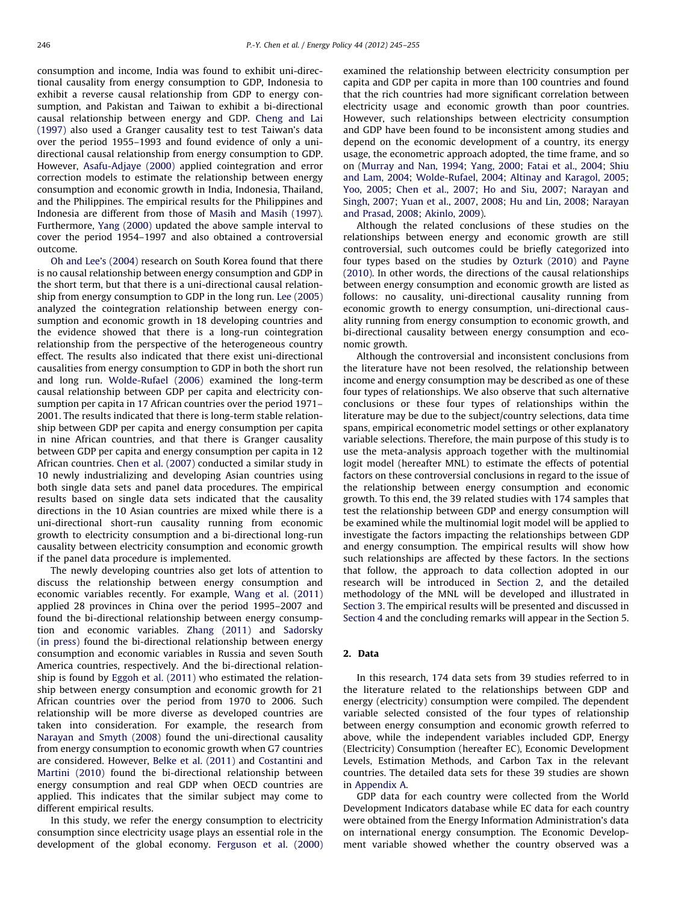consumption and income, India was found to exhibit uni-directional causality from energy consumption to GDP, Indonesia to exhibit a reverse causal relationship from GDP to energy consumption, and Pakistan and Taiwan to exhibit a bi-directional causal relationship between energy and GDP. Cheng and Lai (1997) also used a Granger causality test to test Taiwan's data over the period 1955–1993 and found evidence of only a uni-directional causal relationship from energy consumption to GDP. However, Asafu-Adjaye (2000) applied cointegration and error correction models to estimate the relationship between energy consumption and economic growth in India, Indonesia, Thailand, and the Philippines. The empirical results for the Philippines and Indonesia are different from those of Masih and Masih (1997). Furthermore, Yang (2000) updated the above sample interval to cover the period 1954–1997 and also obtained a controversial outcome.

Oh and Lee's (2004) research on South Korea found that there is no causal relationship between energy consumption and GDP in the short term, but that there is a uni-directional causal relationship from energy consumption to GDP in the long run. Lee (2005) analyzed the cointegration relationship between energy consumption and economic growth in 18 developing countries and the evidence showed that there is a long-run cointegration relationship from the perspective of the heterogeneous country effect. The results also indicated that there exist uni-directional causalities from energy consumption to GDP in both the short run and long run. Wolde-Rufael (2006) examined the long-term causal relationship between GDP per capita and electricity consumption per capita in 17 African countries over the period 1971–2001. The results indicated that there is long-term stable relationship between GDP per capita and energy consumption per capita in nine African countries, and that there is Granger causality between GDP per capita and energy consumption per capita in 12 African countries. Chen et al. (2007) conducted a similar study in 10 newly industrializing and developing Asian countries using both single data sets and panel data procedures. The empirical results based on single data sets indicated that the causality directions in the 10 Asian countries are mixed while there is a uni-directional short-run causality running from economic growth to electricity consumption and a bi-directional long-run causality between electricity consumption and economic growth if the panel data procedure is implemented.

The newly developing countries also get lots of attention to discuss the relationship between energy consumption and economic variables recently. For example, Wang et al. (2011) applied 28 provinces in China over the period 1995–2007 and found the bi-directional relationship between energy consumption and economic variables. Zhang (2011) and Sadorsky (in press) found the bi-directional relationship between energy consumption and economic variables in Russia and seven South America countries, respectively. And the bi-directional relationship is found by Eggoh et al. (2011) who estimated the relationship between energy consumption and economic growth for 21 African countries over the period from 1970 to 2006. Such relationship will be more diverse as developed countries are taken into consideration. For example, the research from Narayan and Smyth (2008) found the uni-directional causality from energy consumption to economic growth when G7 countries are considered. However, Belke et al. (2011) and Costantini and Martini (2010) found the bi-directional relationship between energy consumption and real GDP when OECD countries are applied. This indicates that the similar subject may come to different empirical results.

In this study, we refer the energy consumption to electricity consumption since electricity usage plays an essential role in the development of the global economy. Ferguson et al. (2000) examined the relationship between electricity consumption per capita and GDP per capita in more than 100 countries and found that the rich countries had more significant correlation between electricity usage and economic growth than poor countries. However, such relationships between electricity consumption and GDP have been found to be inconsistent among studies and depend on the economic development of a country, its energy usage, the econometric approach adopted, the time frame, and so on (Murray and Nan, 1994; Yang, 2000; Fatai et al., 2004; Shiu and Lam, 2004; Wolde-Rufael, 2004; Altinay and Karagol, 2005; Yoo, 2005; Chen et al., 2007; Ho and Siu, 2007; Narayan and Singh, 2007; Yuan et al., 2007, 2008; Hu and Lin, 2008; Narayan and Prasad, 2008; Akinlo, 2009).

Although the related conclusions of these studies on the relationships between energy and economic growth are still controversial, such outcomes could be briefly categorized into four types based on the studies by Ozturk (2010) and Payne (2010). In other words, the directions of the causal relationships between energy consumption and economic growth are listed as follows: no causality, uni-directional causality running from economic growth to energy consumption, uni-directional causality running from energy consumption to economic growth, and bi-directional causality between energy consumption and economic growth.

Although the controversial and inconsistent conclusions from the literature have not been resolved, the relationship between income and energy consumption may be described as one of these four types of relationships. We also observe that such alternative conclusions or these four types of relationships within the literature may be due to the subject/country selections, data time spans, empirical econometric model settings or other explanatory variable selections. Therefore, the main purpose of this study is to use the meta-analysis approach together with the multinomial logit model (hereafter MNL) to estimate the effects of potential factors on these controversial conclusions in regard to the issue of the relationship between energy consumption and economic growth. To this end, the 39 related studies with 174 samples that test the relationship between GDP and energy consumption will be examined while the multinomial logit model will be applied to investigate the factors impacting the relationships between GDP and energy consumption. The empirical results will show how such relationships are affected by these factors. In the sections that follow, the approach to data collection adopted in our research will be introduced in Section 2, and the detailed methodology of the MNL will be developed and illustrated in Section 3. The empirical results will be presented and discussed in Section 4 and the concluding remarks will appear in the Section 5.

## 2. Data

In this research, 174 data sets from 39 studies referred to in the literature related to the relationships between GDP and energy (electricity) consumption were compiled. The dependent variable selected consisted of the four types of relationship between energy consumption and economic growth referred to above, while the independent variables included GDP, Energy (Electricity) Consumption (hereafter EC), Economic Development Levels, Estimation Methods, and Carbon Tax in the relevant countries. The detailed data sets for these 39 studies are shown in Appendix A.

GDP data for each country were collected from the World Development Indicators database while EC data for each country were obtained from the Energy Information Administration's data on international energy consumption. The Economic Development variable showed whether the country observed was a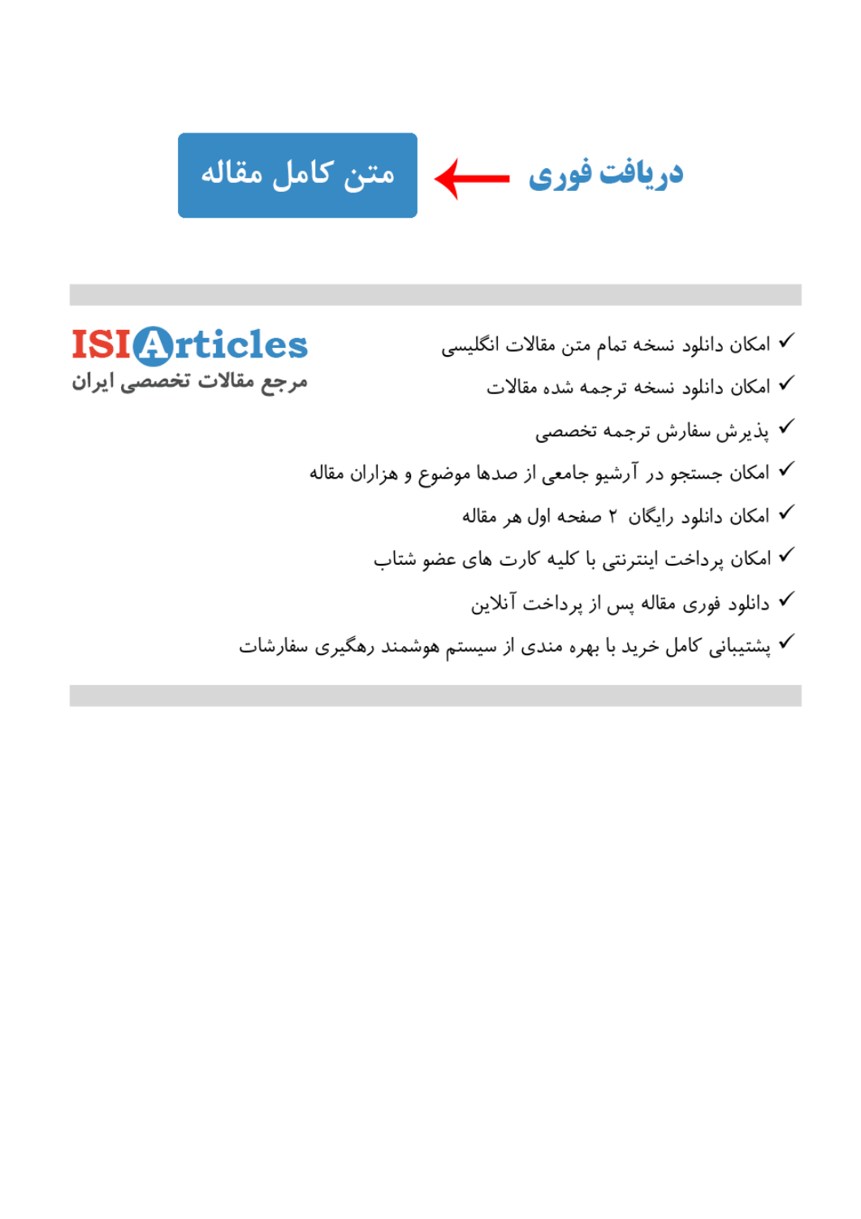دریافت فوری ← متن کامل مقاله

**ISIArticles**
مرجع مقالات تخصصی ایران

- ✓ امکان دانلود نسخه تمام متن مقالات انگلیسی
- ✓ امکان دانلود نسخه ترجمه شده مقالات
- ✓ پذیرش سفارش ترجمه تخصصی
- ✓ امکان جستجو در آرشیو جامعی از صدها موضوع و هزاران مقاله
- ✓ امکان دانلود رایگان ۲ صفحه اول هر مقاله
- ✓ امکان پرداخت اینترنتی با کلیه کارت های عضو شتاب
- ✓ دانلود فوری مقاله پس از پرداخت آنلاین
- ✓ پشتیبانی کامل خرید با بهره مندی از سیستم هوشمند رهگیری سفارشات